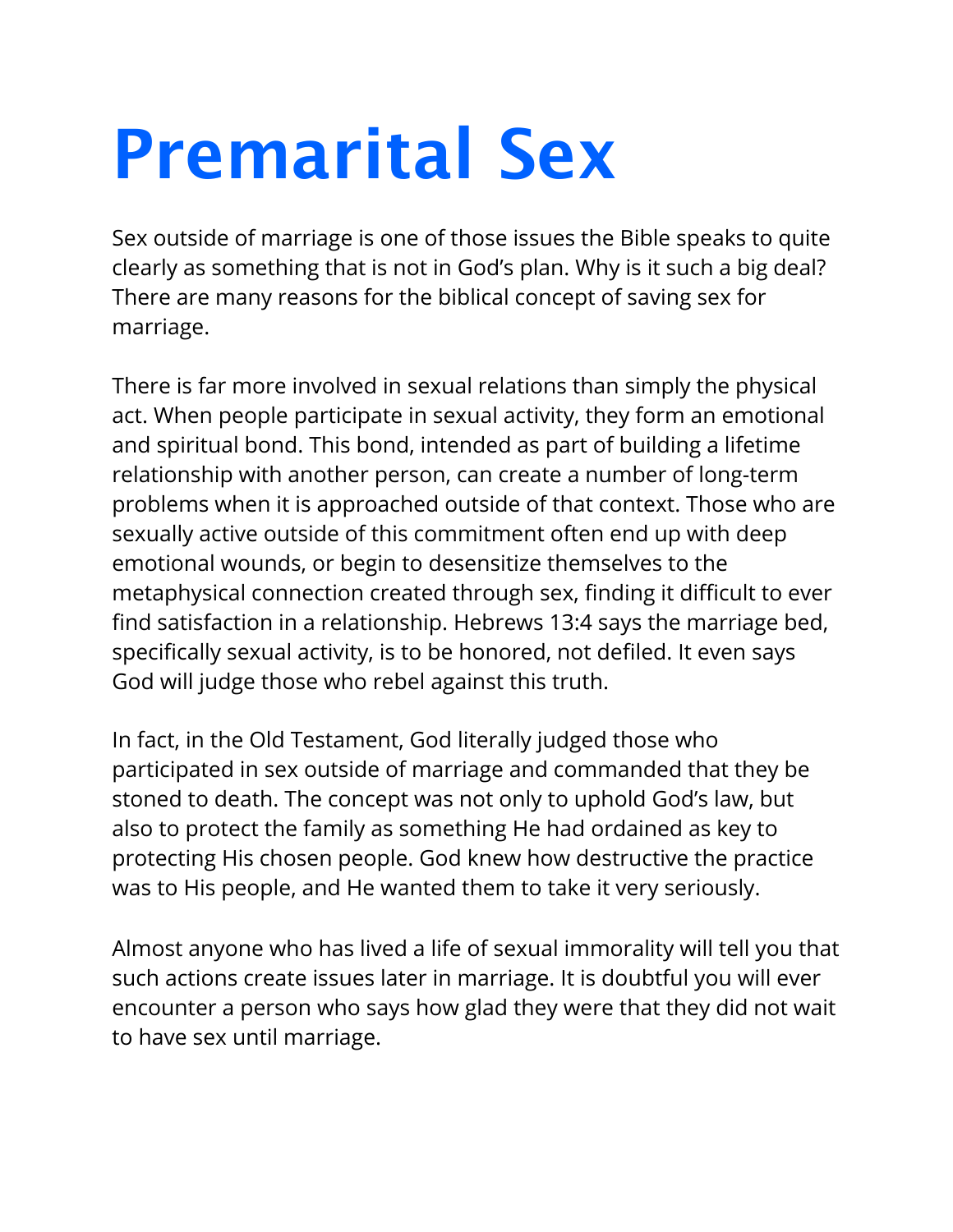# Premarital Sex

Sex outside of marriage is one of those issues the Bible speaks to quite clearly as something that is not in God's plan. Why is it such a big deal? There are many reasons for the biblical concept of saving sex for marriage.

There is far more involved in sexual relations than simply the physical act. When people participate in sexual activity, they form an emotional and spiritual bond. This bond, intended as part of building a lifetime relationship with another person, can create a number of long-term problems when it is approached outside of that context. Those who are sexually active outside of this commitment often end up with deep emotional wounds, or begin to desensitize themselves to the metaphysical connection created through sex, finding it difficult to ever find satisfaction in a relationship. Hebrews 13:4 says the marriage bed, specifically sexual activity, is to be honored, not defiled. It even says God will judge those who rebel against this truth.

In fact, in the Old Testament, God literally judged those who participated in sex outside of marriage and commanded that they be stoned to death. The concept was not only to uphold God's law, but also to protect the family as something He had ordained as key to protecting His chosen people. God knew how destructive the practice was to His people, and He wanted them to take it very seriously.

Almost anyone who has lived a life of sexual immorality will tell you that such actions create issues later in marriage. It is doubtful you will ever encounter a person who says how glad they were that they did not wait to have sex until marriage.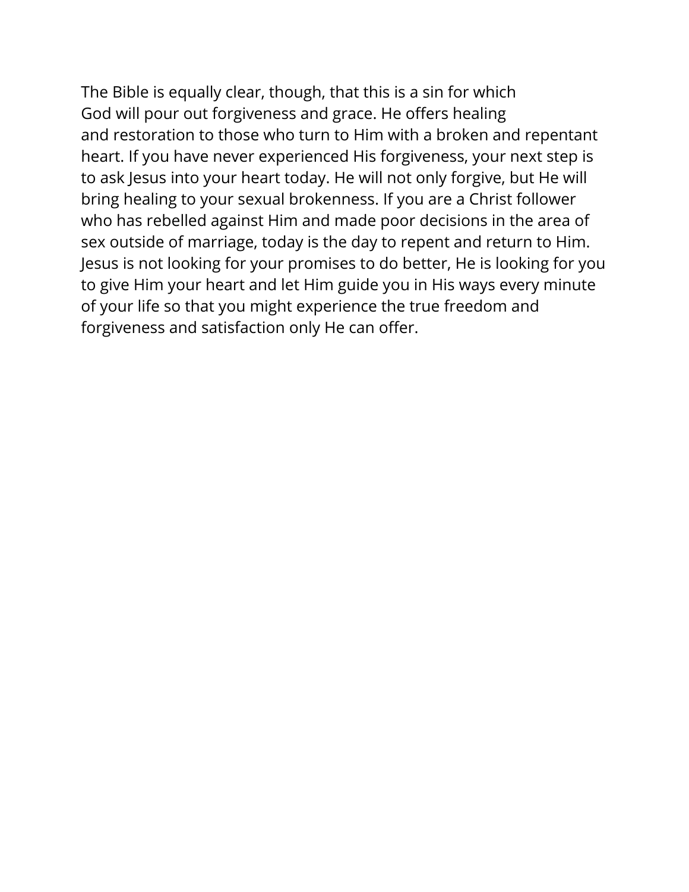The Bible is equally clear, though, that this is a sin for which God will pour out forgiveness and grace. He offers healing and restoration to those who turn to Him with a broken and repentant heart. If you have never experienced His forgiveness, your next step is to ask Jesus into your heart today. He will not only forgive, but He will bring healing to your sexual brokenness. If you are a Christ follower who has rebelled against Him and made poor decisions in the area of sex outside of marriage, today is the day to repent and return to Him. Jesus is not looking for your promises to do better, He is looking for you to give Him your heart and let Him guide you in His ways every minute of your life so that you might experience the true freedom and forgiveness and satisfaction only He can offer.